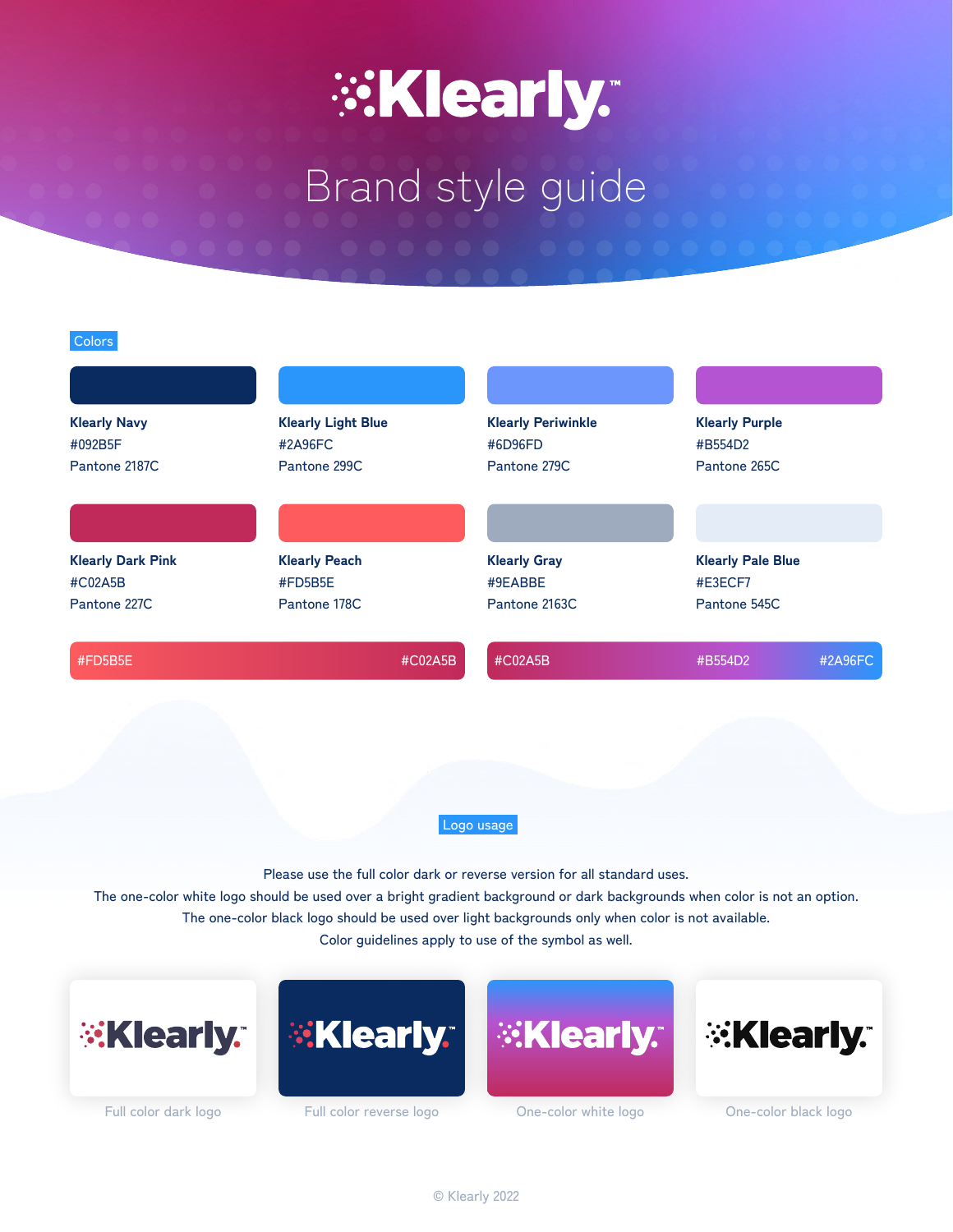# Klearly™

## Brand style guide

### Colors

**Klearly Navy**
#092B5F
Pantone 2187C

**Klearly Light Blue**
#2A96FC
Pantone 299C

**Klearly Periwinkle**
#6D96FD
Pantone 279C

**Klearly Purple**
#B554D2
Pantone 265C

**Klearly Dark Pink**
#C02A5B
Pantone 227C

**Klearly Peach**
#FD5B5E
Pantone 178C

**Klearly Gray**
#9EABBE
Pantone 2163C

**Klearly Pale Blue**
#E3ECF7
Pantone 545C

#FD5B5E #C02A5B

#C02A5B #B554D2 #2A96FC

### Logo usage

Please use the full color dark or reverse version for all standard uses.
The one-color white logo should be used over a bright gradient background or dark backgrounds when color is not an option.
The one-color black logo should be used over light backgrounds only when color is not available.
Color guidelines apply to use of the symbol as well.

Full color dark logo

Full color reverse logo

One-color white logo

One-color black logo

© Klearly 2022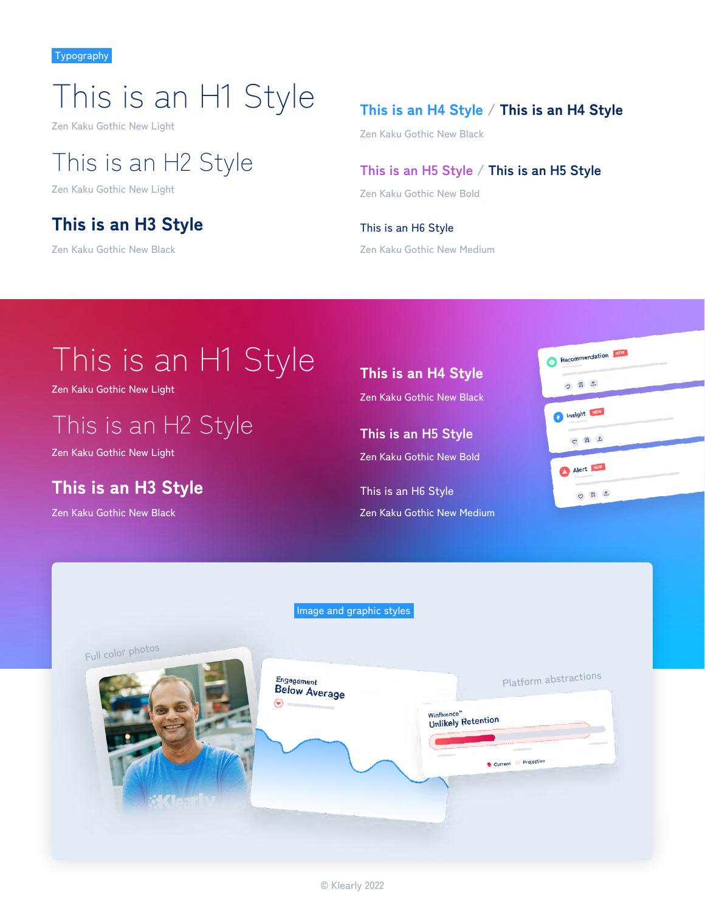Typography

# This is an H1 Style

Zen Kaku Gothic New Light

## This is an H2 Style

Zen Kaku Gothic New Light

### This is an H3 Style

Zen Kaku Gothic New Black

#### This is an H4 Style / This is an H4 Style

Zen Kaku Gothic New Black

##### This is an H5 Style / This is an H5 Style

Zen Kaku Gothic New Bold

###### This is an H6 Style

Zen Kaku Gothic New Medium

# This is an H1 Style

Zen Kaku Gothic New Light

## This is an H2 Style

Zen Kaku Gothic New Light

### This is an H3 Style

Zen Kaku Gothic New Black

#### This is an H4 Style

Zen Kaku Gothic New Black

##### This is an H5 Style

Zen Kaku Gothic New Bold

###### This is an H6 Style

Zen Kaku Gothic New Medium

Recommendation NEW

Insight NEW

Alert NEW

Image and graphic styles

Full color photos

Engagement
Below Average

Platform abstractions

Winfluence™
Unlikely Retention

Current Projection

© Klearly 2022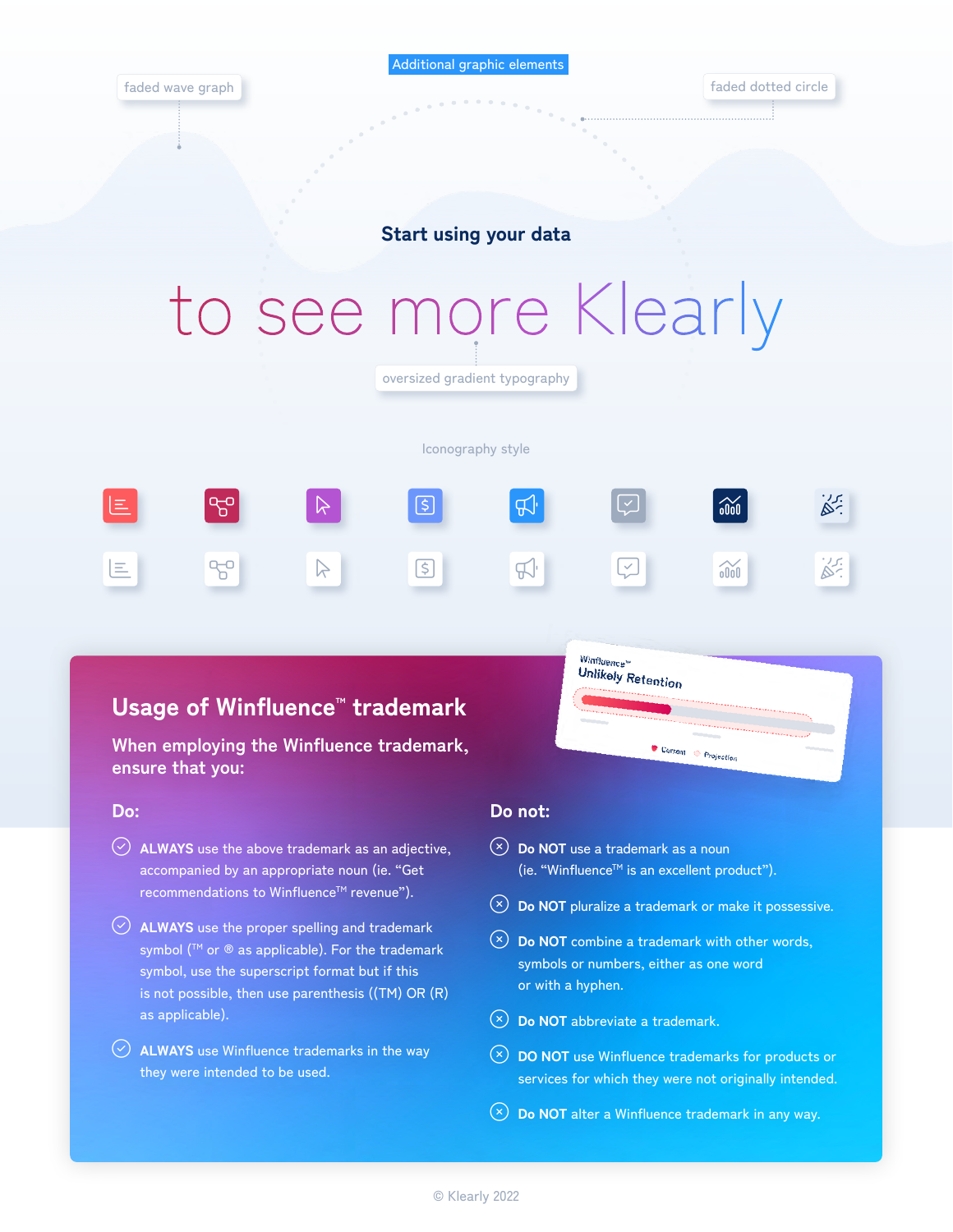Additional graphic elements

faded wave graph

faded dotted circle

Start using your data

# to see more Klearly

oversized gradient typography

Iconography style

Winfluence™

Unlikely Retention

Current Projection

## Usage of Winfluence™ trademark

**When employing the Winfluence trademark, ensure that you:**

### Do:

- **ALWAYS** use the above trademark as an adjective, accompanied by an appropriate noun (ie. "Get recommendations to Winfluence™ revenue").
- **ALWAYS** use the proper spelling and trademark symbol (™ or ® as applicable). For the trademark symbol, use the superscript format but if this is not possible, then use parenthesis ((TM) OR (R) as applicable).
- **ALWAYS** use Winfluence trademarks in the way they were intended to be used.

### Do not:

- **Do NOT** use a trademark as a noun (ie. "Winfluence™ is an excellent product").
- **Do NOT** pluralize a trademark or make it possessive.
- **Do NOT** combine a trademark with other words, symbols or numbers, either as one word or with a hyphen.
- **Do NOT** abbreviate a trademark.
- **DO NOT** use Winfluence trademarks for products or services for which they were not originally intended.
- **Do NOT** alter a Winfluence trademark in any way.

© Klearly 2022